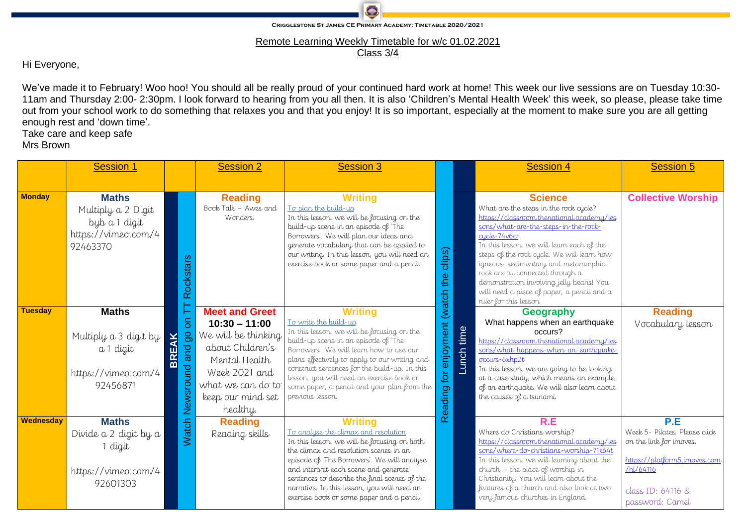Crigglestone St James CE Primary Academy: Timetable 2020/2021

## Remote Learning Weekly Timetable for w/c 01.02.2021

### Class 3/4

Hi Everyone,

We've made it to February! Woo hoo! You should all be really proud of your continued hard work at home! This week our live sessions are on Tuesday 10:30-11am and Thursday 2:00- 2:30pm. I look forward to hearing from you all then. It is also 'Children's Mental Health Week' this week, so please, please take time out from your school work to do something that relaxes you and that you enjoy! It is so important, especially at the moment to make sure you are all getting enough rest and 'down time'.

Take care and keep safe

Mrs Brown

| | Session 1 | | | Session 2 | Session 3 | | | Session 4 | Session 5 |
|---|---|---|---|---|---|---|---|---|---|
| **Monday** | **Maths** Multiply a 2 Digit byb a 1 digit https://vimeo.com/492463370 | BREAK | Watch Newsround and go on TT Rockstars | **Reading** Book Talk – Awes and Wonders. | **Writing** To plan the build-up In this lesson, we will be focusing on the build-up scene in an episode of 'The Borrowers'. We will plan our ideas and generate vocabulary that can be applied to our writing. In this lesson, you will need an exercise book or some paper and a pencil. | Reading for enjoyment (watch the clips) | Lunch time | **Science** What are the steps in the rock cycle? https://classroom.thenational.academy/lessons/what-are-the-steps-in-the-rock-cycle-74v6cr In this lesson, we will learn each of the steps of the rock cycle. We will learn how igneous, sedimentary and metamorphic rock are all connected through a demonstration involving jelly beans! You will need a piece of paper, a pencil and a ruler for this lesson | **Collective Worship** |
| **Tuesday** | **Maths** Multiply a 3 digit by a 1 digit https://vimeo.com/492456871 | | | **Meet and Greet** **10:30 – 11:00** We will be thinking about Children's Mental Health Week 2021 and what we can do to keep our mind set healthy. | **Writing** To write the build-up In this lesson, we will be focusing on the build-up scene in an episode of 'The Borrowers'. We will learn how to use our plans effectively to apply to our writing and construct sentences for the build-up. In this lesson, you will need an exercise book or some paper, a pencil and your plan from the previous lesson. | | | **Geography** What happens when an earthquake occurs? https://classroom.thenational.academy/lessons/what-happens-when-an-earthquake-occurs-6xhp2t In this lesson, we are going to be looking at a case study, which means an example, of an earthquake. We will also learn about the causes of a tsunami. | **Reading** Vocabulary lesson |
| **Wednesday** | **Maths** Divide a 2 digit by a 1 digit https://vimeo.com/492601303 | | | **Reading** Reading skills | **Writing** To analyse the climax and resolution In this lesson, we will be focusing on both the climax and resolution scenes in an episode of 'The Borrowers'. We will analyse and interpret each scene and generate sentences to describe the final scenes of the narrative. In this lesson, you will need an exercise book or some paper and a pencil. | | | **R.E** Where do Christians worship? https://classroom.thenational.academy/lessons/where-do-christians-worship-71k64t In this lesson, we will learning about the church – the place of worship in Christianity. You will learn about the features of a church and also look at two very famous churches in England. | **P.E** Week 5- Pilates. Please click on the link for imoves. https://platform5.imoves.com/hl/64116 class ID: 64116 & password: Camel |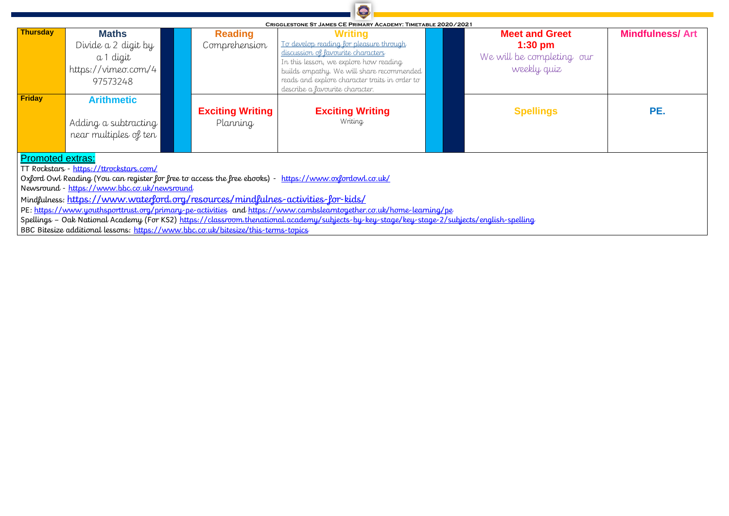**CRIGGLESTONE ST JAMES CE PRIMARY ACADEMY: TIMETABLE 2020/2021**

| | | | | | | | | | |
|---|---|---|---|---|---|---|---|---|---|
| **Thursday** | **Maths**<br>Divide a 2 digit by a 1 digit<br>https://vimeo.com/497573248 | | | **Reading**<br>Comprehension | **Writing**<br>To develop reading for pleasure through discussion of favourite characters.<br>In this lesson, we explore how reading builds empathy. We will share recommended reads and explore character traits in order to describe a favourite character. | | | **Meet and Greet**<br>**1:30 pm**<br>We will be completing our weekly quiz | **Mindfulness/ Art** |
| **Friday** | **Arithmetic**<br>Adding a subtracting near multiples of ten | | | **Exciting Writing**<br>Planning | **Exciting Writing**<br>Writing | | | **Spellings** | **PE.** |

Promoted extras:

TT Rockstars - https://ttrockstars.com/

Oxford Owl Reading (You can register for free to access the free ebooks) - https://www.oxfordowl.co.uk/

Newsround - https://www.bbc.co.uk/newsround

Mindfulness: https://www.waterford.org/resources/mindfulnes-activities-for-kids/

PE: https://www.youthsporttrust.org/primary-pe-activities and https://www.cambslearntogether.co.uk/home-learning/pe

Spellings – Oak National Academy (For KS2) https://classroom.thenational.academy/subjects-by-key-stage/key-stage-2/subjects/english-spelling

BBC Bitesize additional lessons: https://www.bbc.co.uk/bitesize/this-terms-topics